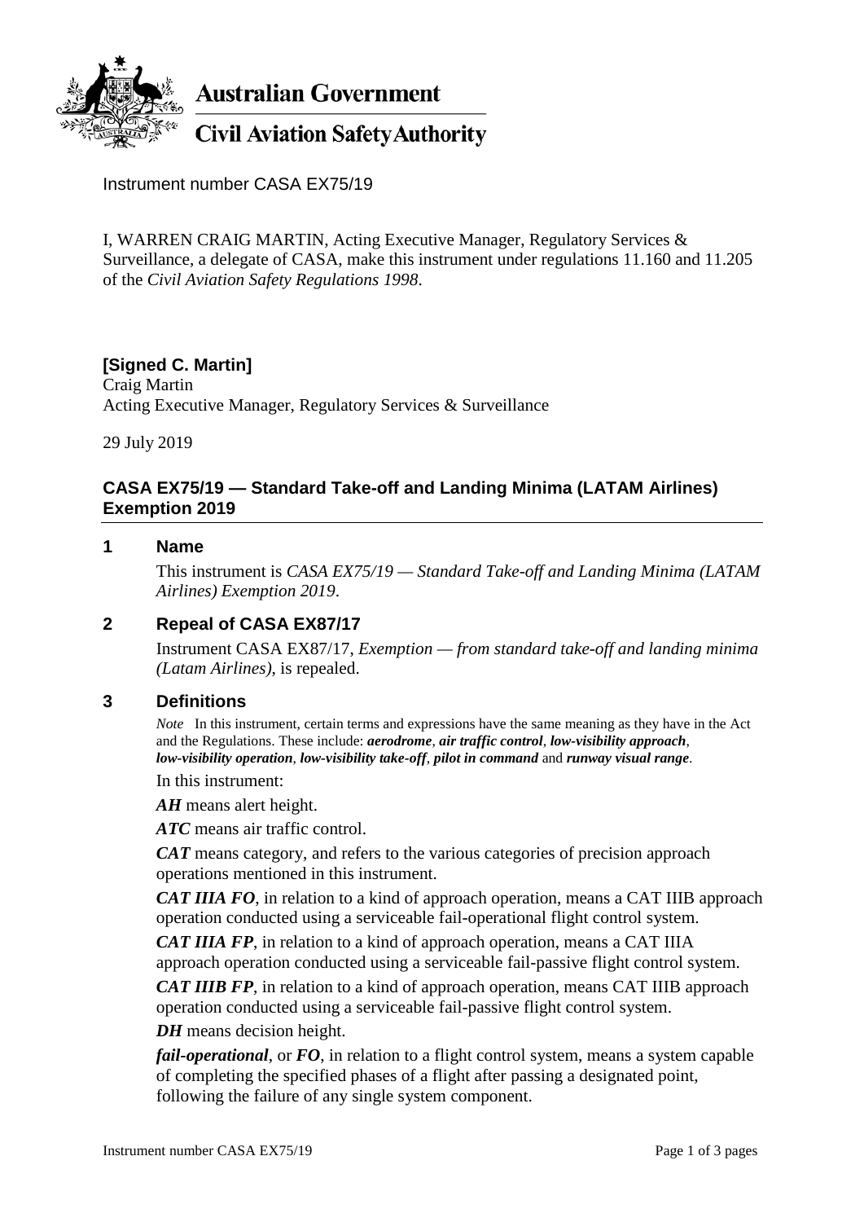Australian Government

Civil Aviation Safety Authority

Instrument number CASA EX75/19

I, WARREN CRAIG MARTIN, Acting Executive Manager, Regulatory Services & Surveillance, a delegate of CASA, make this instrument under regulations 11.160 and 11.205 of the *Civil Aviation Safety Regulations 1998*.

**[Signed C. Martin]**
Craig Martin
Acting Executive Manager, Regulatory Services & Surveillance

29 July 2019

## CASA EX75/19 — Standard Take-off and Landing Minima (LATAM Airlines) Exemption 2019

### 1 Name

This instrument is *CASA EX75/19 — Standard Take-off and Landing Minima (LATAM Airlines) Exemption 2019*.

### 2 Repeal of CASA EX87/17

Instrument CASA EX87/17, *Exemption — from standard take-off and landing minima (Latam Airlines)*, is repealed.

### 3 Definitions

*Note* In this instrument, certain terms and expressions have the same meaning as they have in the Act and the Regulations. These include: ***aerodrome***, ***air traffic control***, ***low-visibility approach***, ***low-visibility operation***, ***low-visibility take-off***, ***pilot in command*** and ***runway visual range***.

In this instrument:

***AH*** means alert height.

***ATC*** means air traffic control.

***CAT*** means category, and refers to the various categories of precision approach operations mentioned in this instrument.

***CAT IIIA FO***, in relation to a kind of approach operation, means a CAT IIIB approach operation conducted using a serviceable fail-operational flight control system.

***CAT IIIA FP***, in relation to a kind of approach operation, means a CAT IIIA approach operation conducted using a serviceable fail-passive flight control system.

***CAT IIIB FP***, in relation to a kind of approach operation, means CAT IIIB approach operation conducted using a serviceable fail-passive flight control system.

***DH*** means decision height.

***fail-operational***, or ***FO***, in relation to a flight control system, means a system capable of completing the specified phases of a flight after passing a designated point, following the failure of any single system component.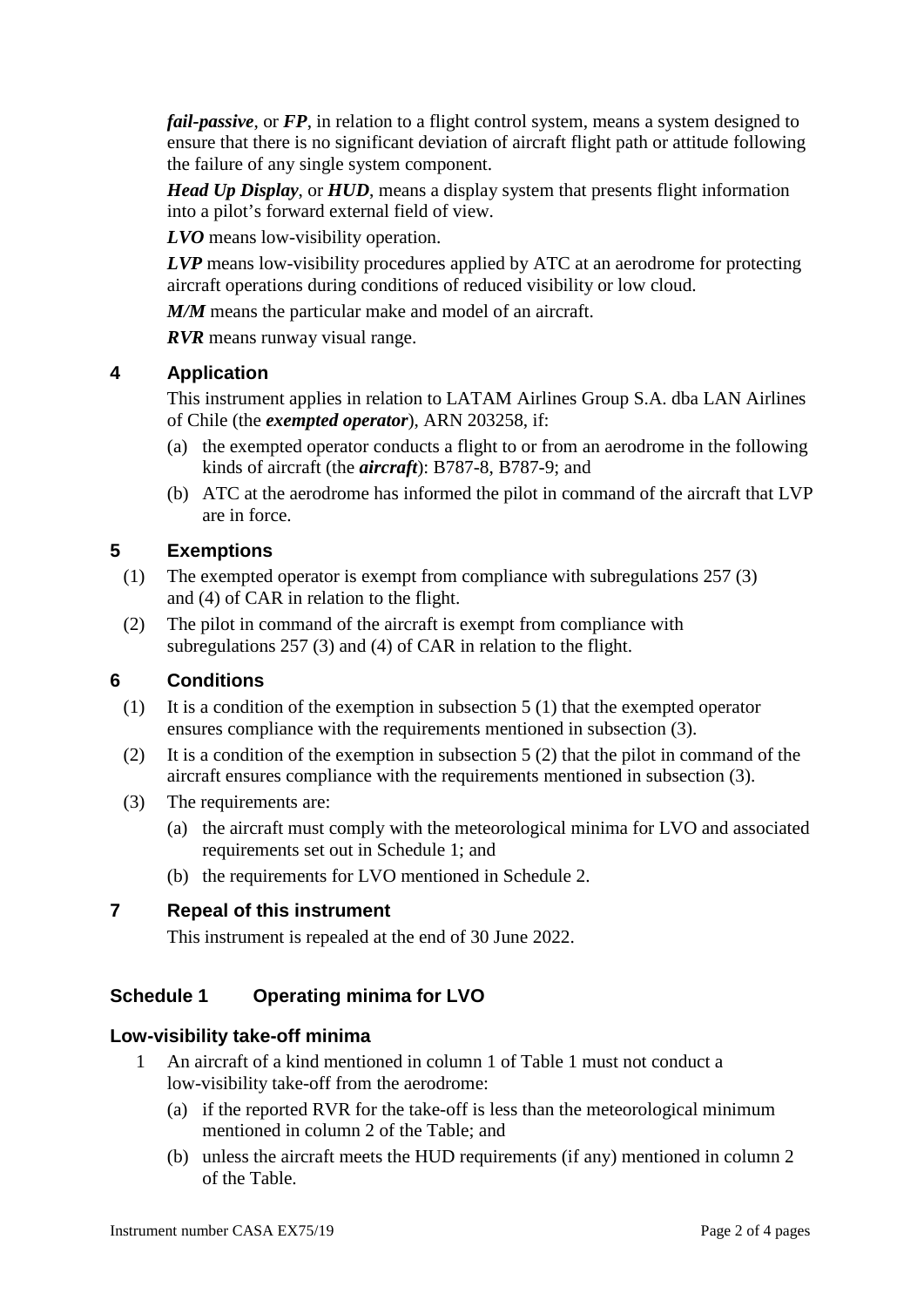***fail-passive***, or ***FP***, in relation to a flight control system, means a system designed to ensure that there is no significant deviation of aircraft flight path or attitude following the failure of any single system component.

***Head Up Display***, or ***HUD***, means a display system that presents flight information into a pilot's forward external field of view.

***LVO*** means low-visibility operation.

***LVP*** means low-visibility procedures applied by ATC at an aerodrome for protecting aircraft operations during conditions of reduced visibility or low cloud.

***M/M*** means the particular make and model of an aircraft.

***RVR*** means runway visual range.

## 4 Application

This instrument applies in relation to LATAM Airlines Group S.A. dba LAN Airlines of Chile (the ***exempted operator***), ARN 203258, if:

(a) the exempted operator conducts a flight to or from an aerodrome in the following kinds of aircraft (the ***aircraft***): B787-8, B787-9; and

(b) ATC at the aerodrome has informed the pilot in command of the aircraft that LVP are in force.

## 5 Exemptions

(1) The exempted operator is exempt from compliance with subregulations 257 (3) and (4) of CAR in relation to the flight.

(2) The pilot in command of the aircraft is exempt from compliance with subregulations 257 (3) and (4) of CAR in relation to the flight.

## 6 Conditions

(1) It is a condition of the exemption in subsection 5 (1) that the exempted operator ensures compliance with the requirements mentioned in subsection (3).

(2) It is a condition of the exemption in subsection 5 (2) that the pilot in command of the aircraft ensures compliance with the requirements mentioned in subsection (3).

(3) The requirements are:

(a) the aircraft must comply with the meteorological minima for LVO and associated requirements set out in Schedule 1; and

(b) the requirements for LVO mentioned in Schedule 2.

## 7 Repeal of this instrument

This instrument is repealed at the end of 30 June 2022.

## Schedule 1 Operating minima for LVO

### Low-visibility take-off minima

1 An aircraft of a kind mentioned in column 1 of Table 1 must not conduct a low-visibility take-off from the aerodrome:

(a) if the reported RVR for the take-off is less than the meteorological minimum mentioned in column 2 of the Table; and

(b) unless the aircraft meets the HUD requirements (if any) mentioned in column 2 of the Table.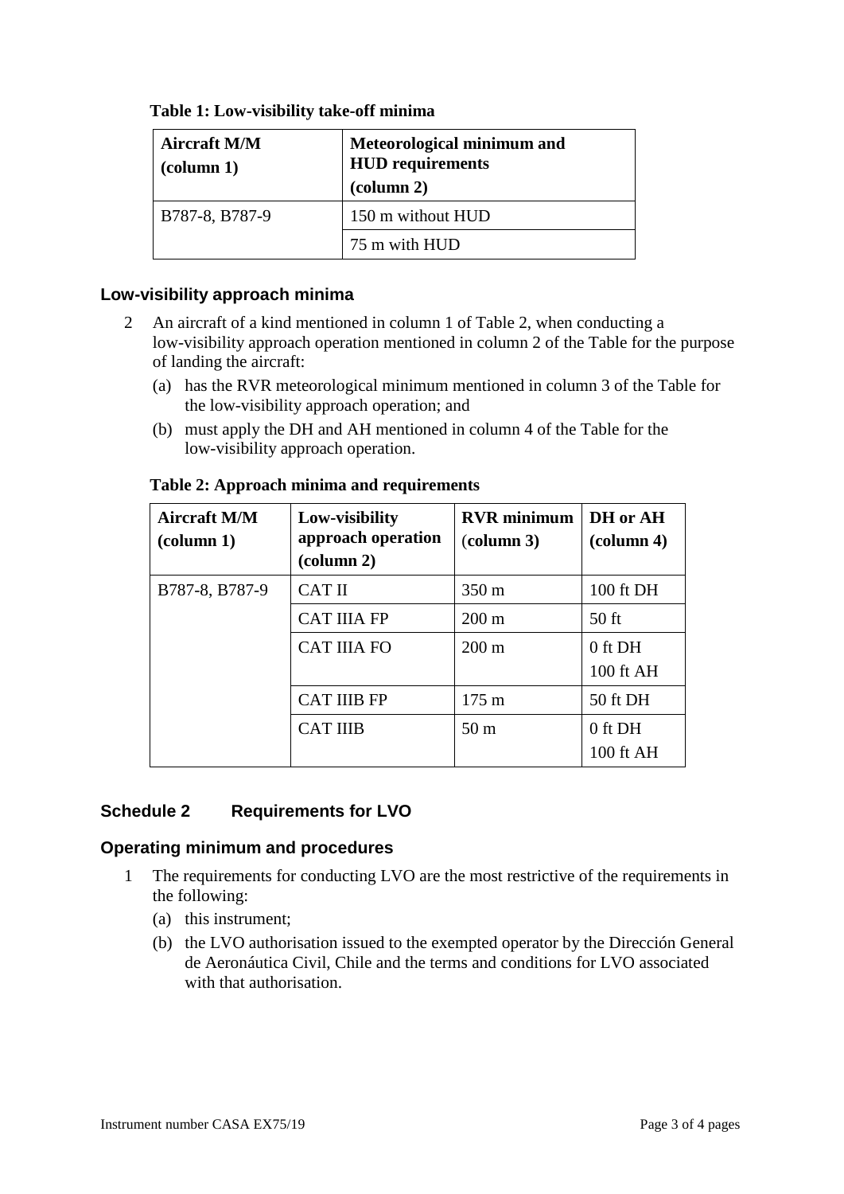**Table 1: Low-visibility take-off minima**

| Aircraft M/M (column 1) | Meteorological minimum and HUD requirements (column 2) |
|---|---|
| B787-8, B787-9 | 150 m without HUD |
| | 75 m with HUD |

### Low-visibility approach minima

2 An aircraft of a kind mentioned in column 1 of Table 2, when conducting a low-visibility approach operation mentioned in column 2 of the Table for the purpose of landing the aircraft:

(a) has the RVR meteorological minimum mentioned in column 3 of the Table for the low-visibility approach operation; and

(b) must apply the DH and AH mentioned in column 4 of the Table for the low-visibility approach operation.

**Table 2: Approach minima and requirements**

| Aircraft M/M (column 1) | Low-visibility approach operation (column 2) | RVR minimum (column 3) | DH or AH (column 4) |
|---|---|---|---|
| B787-8, B787-9 | CAT II | 350 m | 100 ft DH |
| | CAT IIIA FP | 200 m | 50 ft |
| | CAT IIIA FO | 200 m | 0 ft DH<br>100 ft AH |
| | CAT IIIB FP | 175 m | 50 ft DH |
| | CAT IIIB | 50 m | 0 ft DH<br>100 ft AH |

## Schedule 2 Requirements for LVO

### Operating minimum and procedures

1 The requirements for conducting LVO are the most restrictive of the requirements in the following:

(a) this instrument;

(b) the LVO authorisation issued to the exempted operator by the Dirección General de Aeronáutica Civil, Chile and the terms and conditions for LVO associated with that authorisation.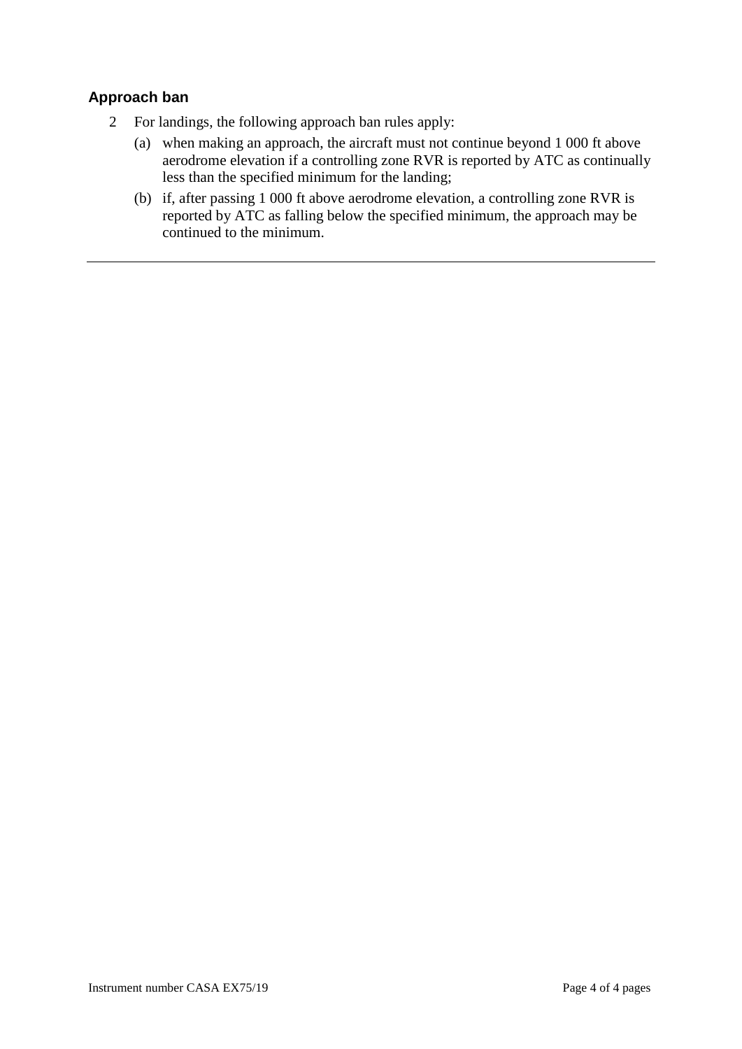### Approach ban

2 For landings, the following approach ban rules apply:

(a) when making an approach, the aircraft must not continue beyond 1 000 ft above aerodrome elevation if a controlling zone RVR is reported by ATC as continually less than the specified minimum for the landing;

(b) if, after passing 1 000 ft above aerodrome elevation, a controlling zone RVR is reported by ATC as falling below the specified minimum, the approach may be continued to the minimum.